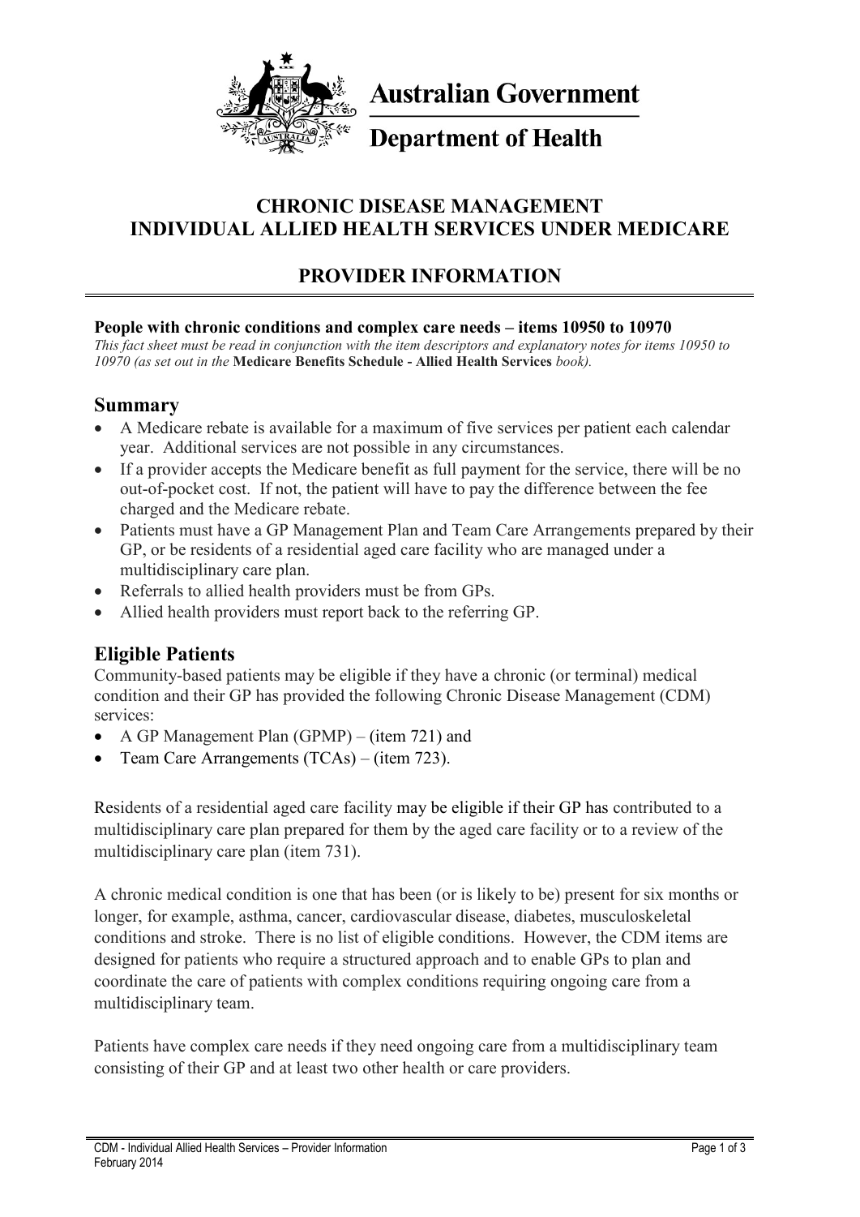**Australian Government**

**Department of Health**

# CHRONIC DISEASE MANAGEMENT INDIVIDUAL ALLIED HEALTH SERVICES UNDER MEDICARE

## PROVIDER INFORMATION

**People with chronic conditions and complex care needs – items 10950 to 10970**

*This fact sheet must be read in conjunction with the item descriptors and explanatory notes for items 10950 to 10970 (as set out in the* **Medicare Benefits Schedule - Allied Health Services** *book).*

## Summary

- A Medicare rebate is available for a maximum of five services per patient each calendar year. Additional services are not possible in any circumstances.
- If a provider accepts the Medicare benefit as full payment for the service, there will be no out-of-pocket cost. If not, the patient will have to pay the difference between the fee charged and the Medicare rebate.
- Patients must have a GP Management Plan and Team Care Arrangements prepared by their GP, or be residents of a residential aged care facility who are managed under a multidisciplinary care plan.
- Referrals to allied health providers must be from GPs.
- Allied health providers must report back to the referring GP.

## Eligible Patients

Community-based patients may be eligible if they have a chronic (or terminal) medical condition and their GP has provided the following Chronic Disease Management (CDM) services:

- A GP Management Plan (GPMP) – (item 721) and
- Team Care Arrangements (TCAs) – (item 723).

Residents of a residential aged care facility may be eligible if their GP has contributed to a multidisciplinary care plan prepared for them by the aged care facility or to a review of the multidisciplinary care plan (item 731).

A chronic medical condition is one that has been (or is likely to be) present for six months or longer, for example, asthma, cancer, cardiovascular disease, diabetes, musculoskeletal conditions and stroke. There is no list of eligible conditions. However, the CDM items are designed for patients who require a structured approach and to enable GPs to plan and coordinate the care of patients with complex conditions requiring ongoing care from a multidisciplinary team.

Patients have complex care needs if they need ongoing care from a multidisciplinary team consisting of their GP and at least two other health or care providers.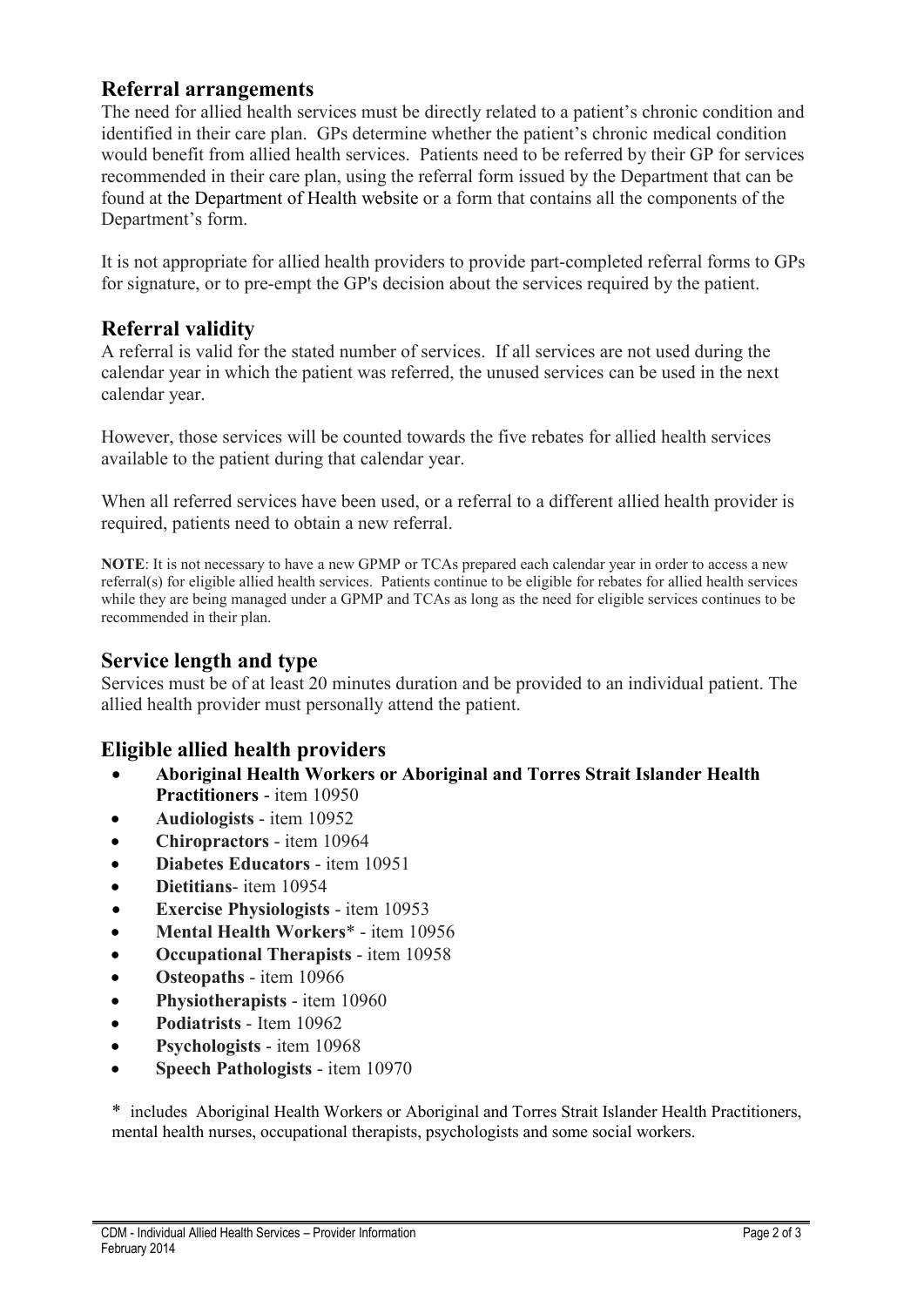## Referral arrangements

The need for allied health services must be directly related to a patient's chronic condition and identified in their care plan. GPs determine whether the patient's chronic medical condition would benefit from allied health services. Patients need to be referred by their GP for services recommended in their care plan, using the referral form issued by the Department that can be found at the Department of Health website or a form that contains all the components of the Department's form.

It is not appropriate for allied health providers to provide part-completed referral forms to GPs for signature, or to pre-empt the GP's decision about the services required by the patient.

## Referral validity

A referral is valid for the stated number of services. If all services are not used during the calendar year in which the patient was referred, the unused services can be used in the next calendar year.

However, those services will be counted towards the five rebates for allied health services available to the patient during that calendar year.

When all referred services have been used, or a referral to a different allied health provider is required, patients need to obtain a new referral.

**NOTE**: It is not necessary to have a new GPMP or TCAs prepared each calendar year in order to access a new referral(s) for eligible allied health services. Patients continue to be eligible for rebates for allied health services while they are being managed under a GPMP and TCAs as long as the need for eligible services continues to be recommended in their plan.

## Service length and type

Services must be of at least 20 minutes duration and be provided to an individual patient. The allied health provider must personally attend the patient.

## Eligible allied health providers

- **Aboriginal Health Workers or Aboriginal and Torres Strait Islander Health Practitioners** - item 10950
- **Audiologists** - item 10952
- **Chiropractors** - item 10964
- **Diabetes Educators** - item 10951
- **Dietitians**- item 10954
- **Exercise Physiologists** - item 10953
- **Mental Health Workers*** - item 10956
- **Occupational Therapists** - item 10958
- **Osteopaths** - item 10966
- **Physiotherapists** - item 10960
- **Podiatrists** - Item 10962
- **Psychologists** - item 10968
- **Speech Pathologists** - item 10970

\* includes Aboriginal Health Workers or Aboriginal and Torres Strait Islander Health Practitioners, mental health nurses, occupational therapists, psychologists and some social workers.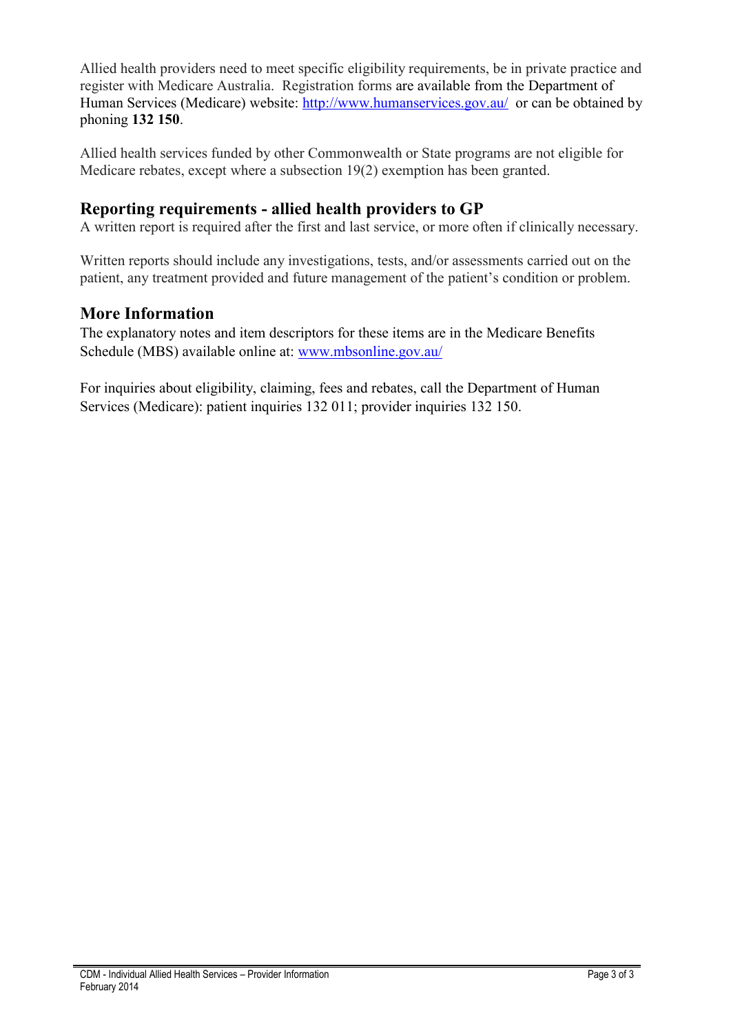Allied health providers need to meet specific eligibility requirements, be in private practice and register with Medicare Australia. Registration forms are available from the Department of Human Services (Medicare) website: http://www.humanservices.gov.au/ or can be obtained by phoning **132 150**.

Allied health services funded by other Commonwealth or State programs are not eligible for Medicare rebates, except where a subsection 19(2) exemption has been granted.

## Reporting requirements - allied health providers to GP

A written report is required after the first and last service, or more often if clinically necessary.

Written reports should include any investigations, tests, and/or assessments carried out on the patient, any treatment provided and future management of the patient's condition or problem.

## More Information

The explanatory notes and item descriptors for these items are in the Medicare Benefits Schedule (MBS) available online at: www.mbsonline.gov.au/

For inquiries about eligibility, claiming, fees and rebates, call the Department of Human Services (Medicare): patient inquiries 132 011; provider inquiries 132 150.